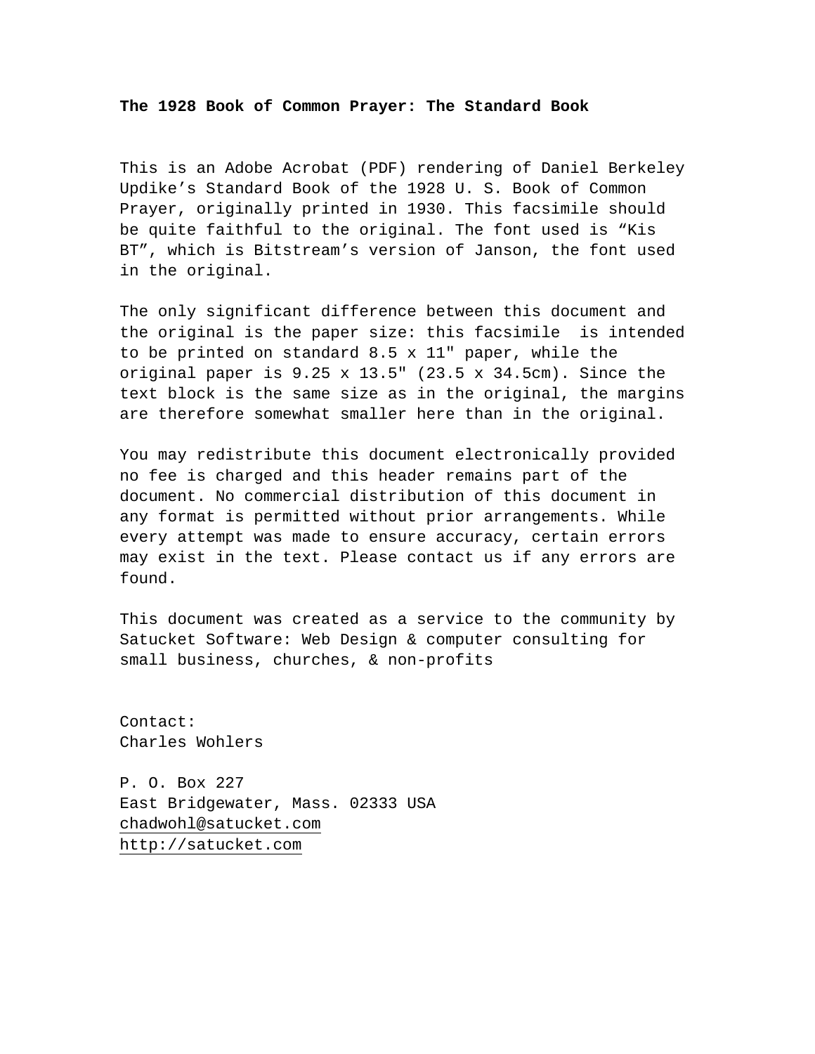**The 1928 Book of Common Prayer: The Standard Book**

This is an Adobe Acrobat (PDF) rendering of Daniel Berkeley Updike's Standard Book of the 1928 U. S. Book of Common Prayer, originally printed in 1930. This facsimile should be quite faithful to the original. The font used is "Kis BT", which is Bitstream's version of Janson, the font used in the original.

The only significant difference between this document and the original is the paper size: this facsimile is intended to be printed on standard 8.5 x 11" paper, while the original paper is 9.25 x 13.5" (23.5 x 34.5cm). Since the text block is the same size as in the original, the margins are therefore somewhat smaller here than in the original.

You may redistribute this document electronically provided no fee is charged and this header remains part of the document. No commercial distribution of this document in any format is permitted without prior arrangements. While every attempt was made to ensure accuracy, certain errors may exist in the text. Please contact us if any errors are found.

This document was created as a service to the community by Satucket Software: Web Design & computer consulting for small business, churches, & non-profits

Contact:
Charles Wohlers

P. O. Box 227
East Bridgewater, Mass. 02333 USA
chadwohl@satucket.com
http://satucket.com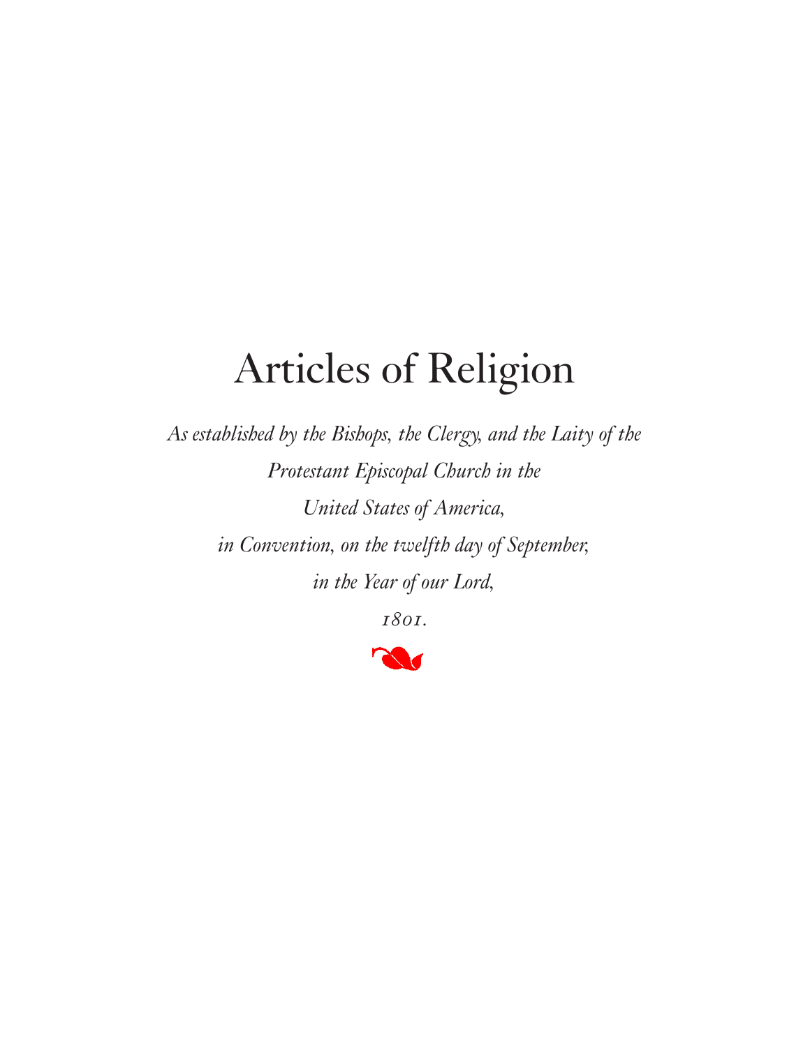# Articles of Religion

*As established by the Bishops, the Clergy, and the Laity of the Protestant Episcopal Church in the United States of America, in Convention, on the twelfth day of September, in the Year of our Lord,*

*1801.*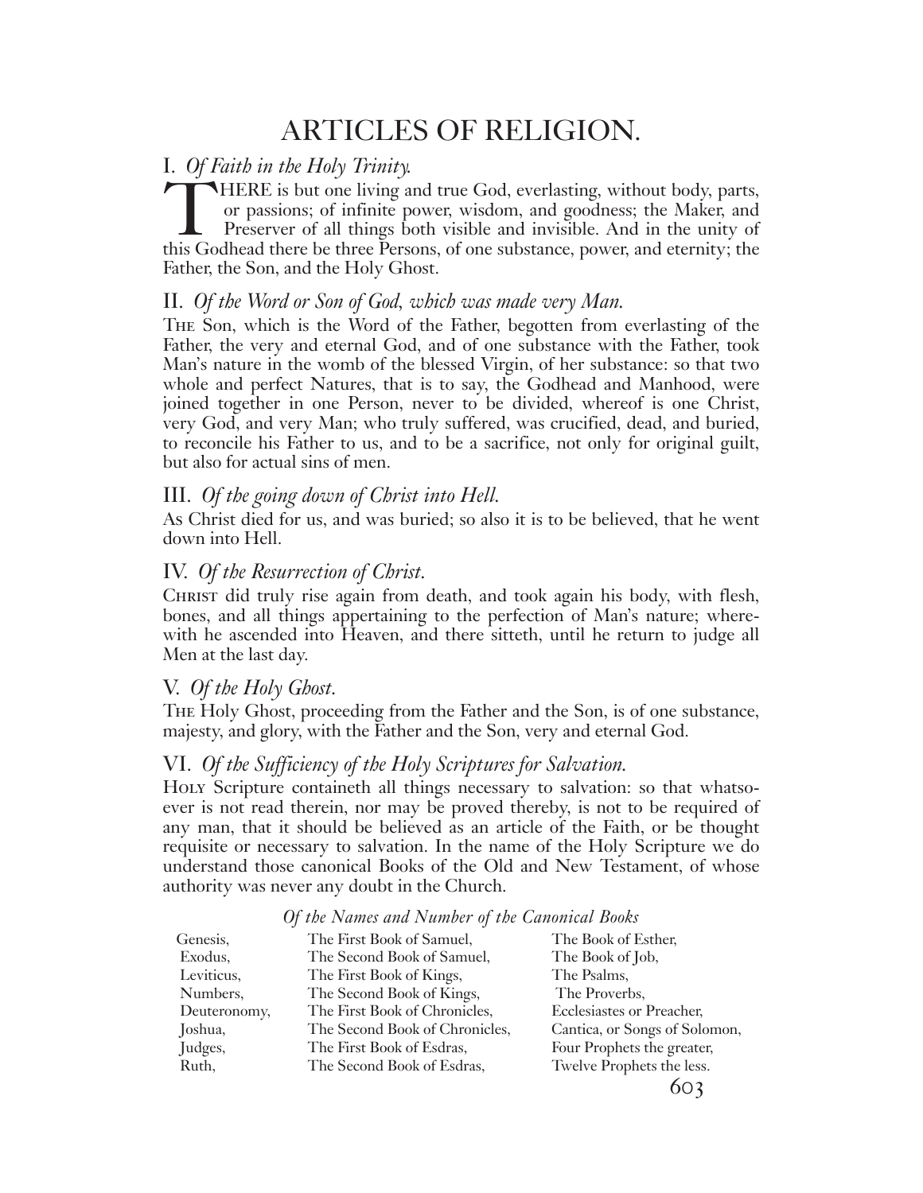# ARTICLES OF RELIGION.

## I. *Of Faith in the Holy Trinity.*

THERE is but one living and true God, everlasting, without body, parts, or passions; of infinite power, wisdom, and goodness; the Maker, and Preserver of all things both visible and invisible. And in the unity of this Godhead there be three Persons, of one substance, power, and eternity; the Father, the Son, and the Holy Ghost.

## II. *Of the Word or Son of God, which was made very Man.*

THE Son, which is the Word of the Father, begotten from everlasting of the Father, the very and eternal God, and of one substance with the Father, took Man's nature in the womb of the blessed Virgin, of her substance: so that two whole and perfect Natures, that is to say, the Godhead and Manhood, were joined together in one Person, never to be divided, whereof is one Christ, very God, and very Man; who truly suffered, was crucified, dead, and buried, to reconcile his Father to us, and to be a sacrifice, not only for original guilt, but also for actual sins of men.

## III. *Of the going down of Christ into Hell.*

As Christ died for us, and was buried; so also it is to be believed, that he went down into Hell.

## IV. *Of the Resurrection of Christ.*

CHRIST did truly rise again from death, and took again his body, with flesh, bones, and all things appertaining to the perfection of Man's nature; wherewith he ascended into Heaven, and there sitteth, until he return to judge all Men at the last day.

## V. *Of the Holy Ghost.*

THE Holy Ghost, proceeding from the Father and the Son, is of one substance, majesty, and glory, with the Father and the Son, very and eternal God.

## VI. *Of the Sufficiency of the Holy Scriptures for Salvation.*

HOLY Scripture containeth all things necessary to salvation: so that whatsoever is not read therein, nor may be proved thereby, is not to be required of any man, that it should be believed as an article of the Faith, or be thought requisite or necessary to salvation. In the name of the Holy Scripture we do understand those canonical Books of the Old and New Testament, of whose authority was never any doubt in the Church.

*Of the Names and Number of the Canonical Books*

| | | |
|---|---|---|
| Genesis, | The First Book of Samuel, | The Book of Esther, |
| Exodus, | The Second Book of Samuel, | The Book of Job, |
| Leviticus, | The First Book of Kings, | The Psalms, |
| Numbers, | The Second Book of Kings, | The Proverbs, |
| Deuteronomy, | The First Book of Chronicles, | Ecclesiastes or Preacher, |
| Joshua, | The Second Book of Chronicles, | Cantica, or Songs of Solomon, |
| Judges, | The First Book of Esdras, | Four Prophets the greater, |
| Ruth, | The Second Book of Esdras, | Twelve Prophets the less. |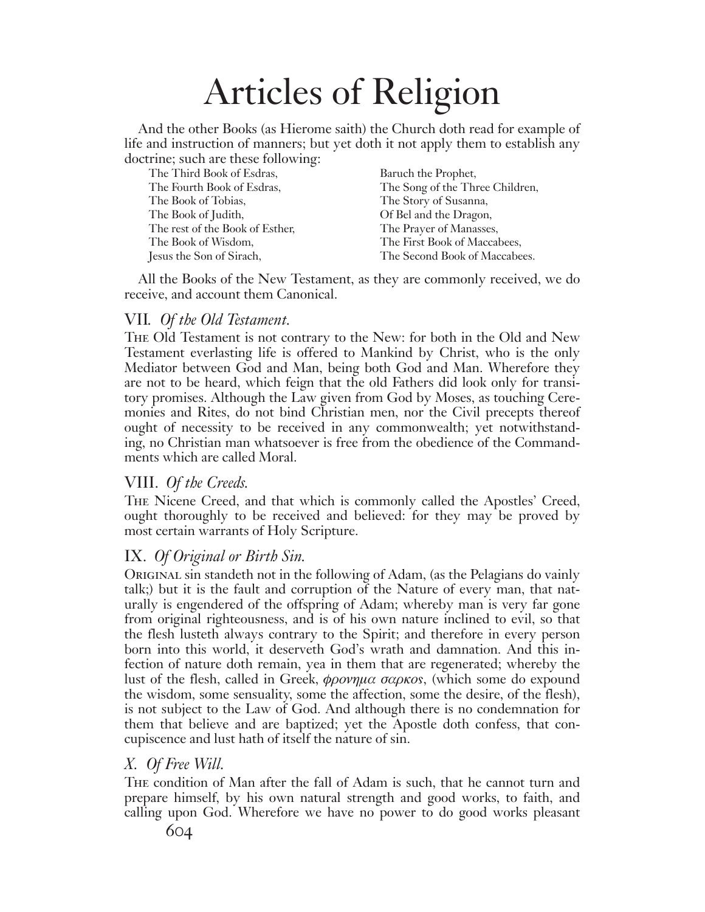# Articles of Religion

And the other Books (as Hierome saith) the Church doth read for example of life and instruction of manners; but yet doth it not apply them to establish any doctrine; such are these following:

The Third Book of Esdras,
The Fourth Book of Esdras,
The Book of Tobias,
The Book of Judith,
The rest of the Book of Esther,
The Book of Wisdom,
Jesus the Son of Sirach,
Baruch the Prophet,
The Song of the Three Children,
The Story of Susanna,
Of Bel and the Dragon,
The Prayer of Manasses,
The First Book of Maccabees,
The Second Book of Maccabees.

All the Books of the New Testament, as they are commonly received, we do receive, and account them Canonical.

## VII. *Of the Old Testament.*

The Old Testament is not contrary to the New: for both in the Old and New Testament everlasting life is offered to Mankind by Christ, who is the only Mediator between God and Man, being both God and Man. Wherefore they are not to be heard, which feign that the old Fathers did look only for transitory promises. Although the Law given from God by Moses, as touching Ceremonies and Rites, do not bind Christian men, nor the Civil precepts thereof ought of necessity to be received in any commonwealth; yet notwithstanding, no Christian man whatsoever is free from the obedience of the Commandments which are called Moral.

## VIII. *Of the Creeds.*

The Nicene Creed, and that which is commonly called the Apostles' Creed, ought thoroughly to be received and believed: for they may be proved by most certain warrants of Holy Scripture.

## IX. *Of Original or Birth Sin.*

Original sin standeth not in the following of Adam, (as the Pelagians do vainly talk;) but it is the fault and corruption of the Nature of every man, that naturally is engendered of the offspring of Adam; whereby man is very far gone from original righteousness, and is of his own nature inclined to evil, so that the flesh lusteth always contrary to the Spirit; and therefore in every person born into this world, it deserveth God's wrath and damnation. And this infection of nature doth remain, yea in them that are regenerated; whereby the lust of the flesh, called in Greek, *φρονημα σαρκος*, (which some do expound the wisdom, some sensuality, some the affection, some the desire, of the flesh), is not subject to the Law of God. And although there is no condemnation for them that believe and are baptized; yet the Apostle doth confess, that concupiscence and lust hath of itself the nature of sin.

## *X. Of Free Will.*

The condition of Man after the fall of Adam is such, that he cannot turn and prepare himself, by his own natural strength and good works, to faith, and calling upon God. Wherefore we have no power to do good works pleasant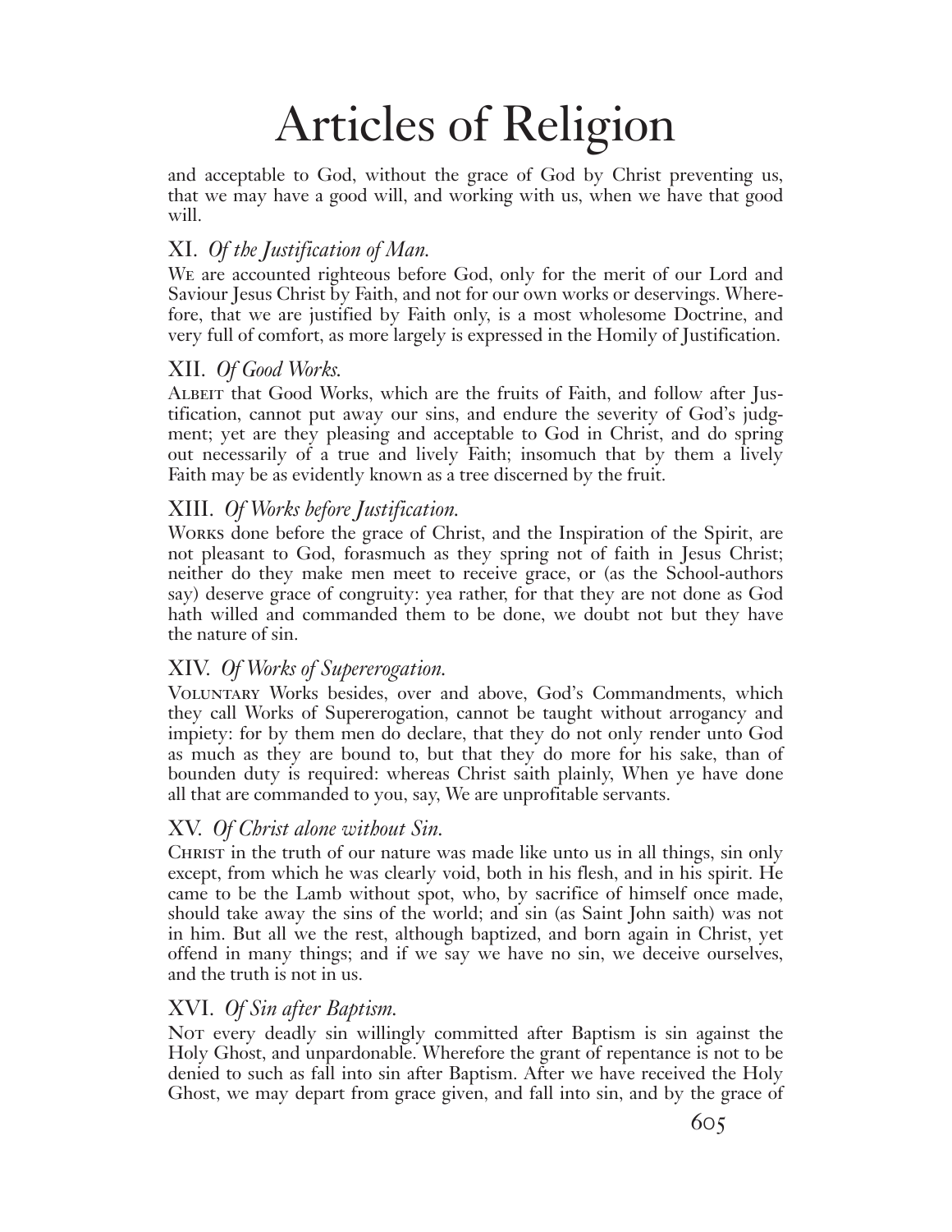and acceptable to God, without the grace of God by Christ preventing us, that we may have a good will, and working with us, when we have that good will.

## XI. *Of the Justification of Man.*

We are accounted righteous before God, only for the merit of our Lord and Saviour Jesus Christ by Faith, and not for our own works or deservings. Wherefore, that we are justified by Faith only, is a most wholesome Doctrine, and very full of comfort, as more largely is expressed in the Homily of Justification.

## XII. *Of Good Works.*

Albeit that Good Works, which are the fruits of Faith, and follow after Justification, cannot put away our sins, and endure the severity of God's judgment; yet are they pleasing and acceptable to God in Christ, and do spring out necessarily of a true and lively Faith; insomuch that by them a lively Faith may be as evidently known as a tree discerned by the fruit.

## XIII. *Of Works before Justification.*

Works done before the grace of Christ, and the Inspiration of the Spirit, are not pleasant to God, forasmuch as they spring not of faith in Jesus Christ; neither do they make men meet to receive grace, or (as the School-authors say) deserve grace of congruity: yea rather, for that they are not done as God hath willed and commanded them to be done, we doubt not but they have the nature of sin.

## XIV. *Of Works of Supererogation.*

Voluntary Works besides, over and above, God's Commandments, which they call Works of Supererogation, cannot be taught without arrogancy and impiety: for by them men do declare, that they do not only render unto God as much as they are bound to, but that they do more for his sake, than of bounden duty is required: whereas Christ saith plainly, When ye have done all that are commanded to you, say, We are unprofitable servants.

## XV. *Of Christ alone without Sin.*

Christ in the truth of our nature was made like unto us in all things, sin only except, from which he was clearly void, both in his flesh, and in his spirit. He came to be the Lamb without spot, who, by sacrifice of himself once made, should take away the sins of the world; and sin (as Saint John saith) was not in him. But all we the rest, although baptized, and born again in Christ, yet offend in many things; and if we say we have no sin, we deceive ourselves, and the truth is not in us.

## XVI. *Of Sin after Baptism.*

Not every deadly sin willingly committed after Baptism is sin against the Holy Ghost, and unpardonable. Wherefore the grant of repentance is not to be denied to such as fall into sin after Baptism. After we have received the Holy Ghost, we may depart from grace given, and fall into sin, and by the grace of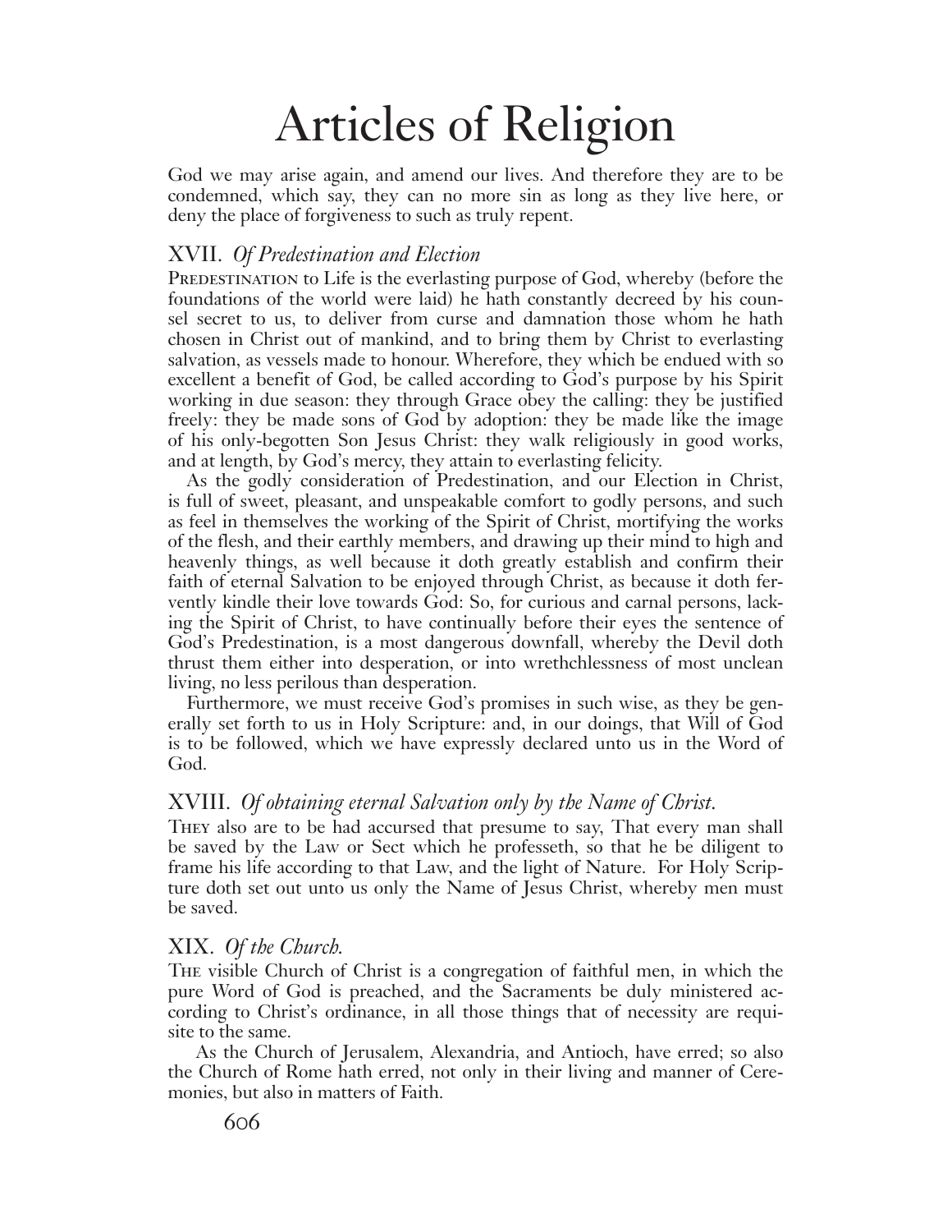God we may arise again, and amend our lives. And therefore they are to be condemned, which say, they can no more sin as long as they live here, or deny the place of forgiveness to such as truly repent.

## XVII. *Of Predestination and Election*

Predestination to Life is the everlasting purpose of God, whereby (before the foundations of the world were laid) he hath constantly decreed by his counsel secret to us, to deliver from curse and damnation those whom he hath chosen in Christ out of mankind, and to bring them by Christ to everlasting salvation, as vessels made to honour. Wherefore, they which be endued with so excellent a benefit of God, be called according to God's purpose by his Spirit working in due season: they through Grace obey the calling: they be justified freely: they be made sons of God by adoption: they be made like the image of his only-begotten Son Jesus Christ: they walk religiously in good works, and at length, by God's mercy, they attain to everlasting felicity.

As the godly consideration of Predestination, and our Election in Christ, is full of sweet, pleasant, and unspeakable comfort to godly persons, and such as feel in themselves the working of the Spirit of Christ, mortifying the works of the flesh, and their earthly members, and drawing up their mind to high and heavenly things, as well because it doth greatly establish and confirm their faith of eternal Salvation to be enjoyed through Christ, as because it doth fervently kindle their love towards God: So, for curious and carnal persons, lacking the Spirit of Christ, to have continually before their eyes the sentence of God's Predestination, is a most dangerous downfall, whereby the Devil doth thrust them either into desperation, or into wrethchlessness of most unclean living, no less perilous than desperation.

Furthermore, we must receive God's promises in such wise, as they be generally set forth to us in Holy Scripture: and, in our doings, that Will of God is to be followed, which we have expressly declared unto us in the Word of God.

## XVIII. *Of obtaining eternal Salvation only by the Name of Christ.*

They also are to be had accursed that presume to say, That every man shall be saved by the Law or Sect which he professeth, so that he be diligent to frame his life according to that Law, and the light of Nature. For Holy Scripture doth set out unto us only the Name of Jesus Christ, whereby men must be saved.

## XIX. *Of the Church.*

The visible Church of Christ is a congregation of faithful men, in which the pure Word of God is preached, and the Sacraments be duly ministered according to Christ's ordinance, in all those things that of necessity are requisite to the same.

As the Church of Jerusalem, Alexandria, and Antioch, have erred; so also the Church of Rome hath erred, not only in their living and manner of Ceremonies, but also in matters of Faith.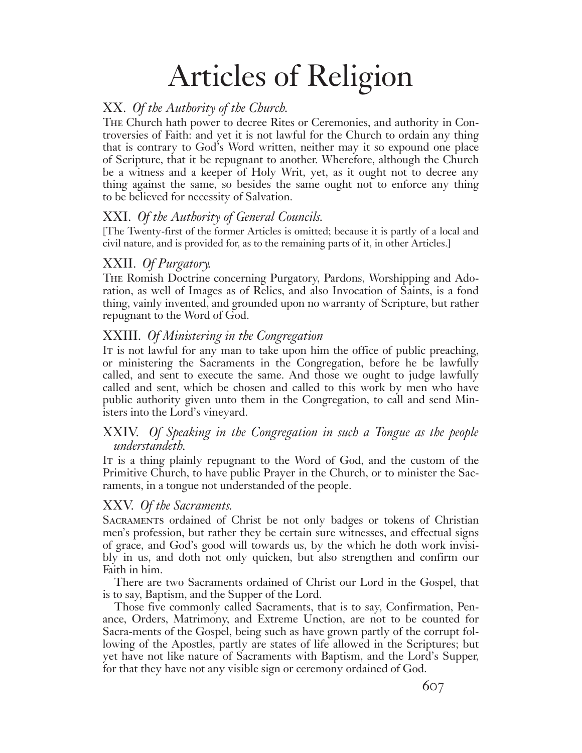# Articles of Religion

## XX. *Of the Authority of the Church.*

The Church hath power to decree Rites or Ceremonies, and authority in Controversies of Faith: and yet it is not lawful for the Church to ordain any thing that is contrary to God's Word written, neither may it so expound one place of Scripture, that it be repugnant to another. Wherefore, although the Church be a witness and a keeper of Holy Writ, yet, as it ought not to decree any thing against the same, so besides the same ought not to enforce any thing to be believed for necessity of Salvation.

## XXI. *Of the Authority of General Councils.*

[The Twenty-first of the former Articles is omitted; because it is partly of a local and civil nature, and is provided for, as to the remaining parts of it, in other Articles.]

## XXII. *Of Purgatory.*

The Romish Doctrine concerning Purgatory, Pardons, Worshipping and Adoration, as well of Images as of Relics, and also Invocation of Saints, is a fond thing, vainly invented, and grounded upon no warranty of Scripture, but rather repugnant to the Word of God.

## XXIII. *Of Ministering in the Congregation*

It is not lawful for any man to take upon him the office of public preaching, or ministering the Sacraments in the Congregation, before he be lawfully called, and sent to execute the same. And those we ought to judge lawfully called and sent, which be chosen and called to this work by men who have public authority given unto them in the Congregation, to call and send Ministers into the Lord's vineyard.

## XXIV. *Of Speaking in the Congregation in such a Tongue as the people understandeth.*

It is a thing plainly repugnant to the Word of God, and the custom of the Primitive Church, to have public Prayer in the Church, or to minister the Sacraments, in a tongue not understanded of the people.

## XXV. *Of the Sacraments.*

Sacraments ordained of Christ be not only badges or tokens of Christian men's profession, but rather they be certain sure witnesses, and effectual signs of grace, and God's good will towards us, by the which he doth work invisibly in us, and doth not only quicken, but also strengthen and confirm our Faith in him.

There are two Sacraments ordained of Christ our Lord in the Gospel, that is to say, Baptism, and the Supper of the Lord.

Those five commonly called Sacraments, that is to say, Confirmation, Penance, Orders, Matrimony, and Extreme Unction, are not to be counted for Sacra-ments of the Gospel, being such as have grown partly of the corrupt following of the Apostles, partly are states of life allowed in the Scriptures; but yet have not like nature of Sacraments with Baptism, and the Lord's Supper, for that they have not any visible sign or ceremony ordained of God.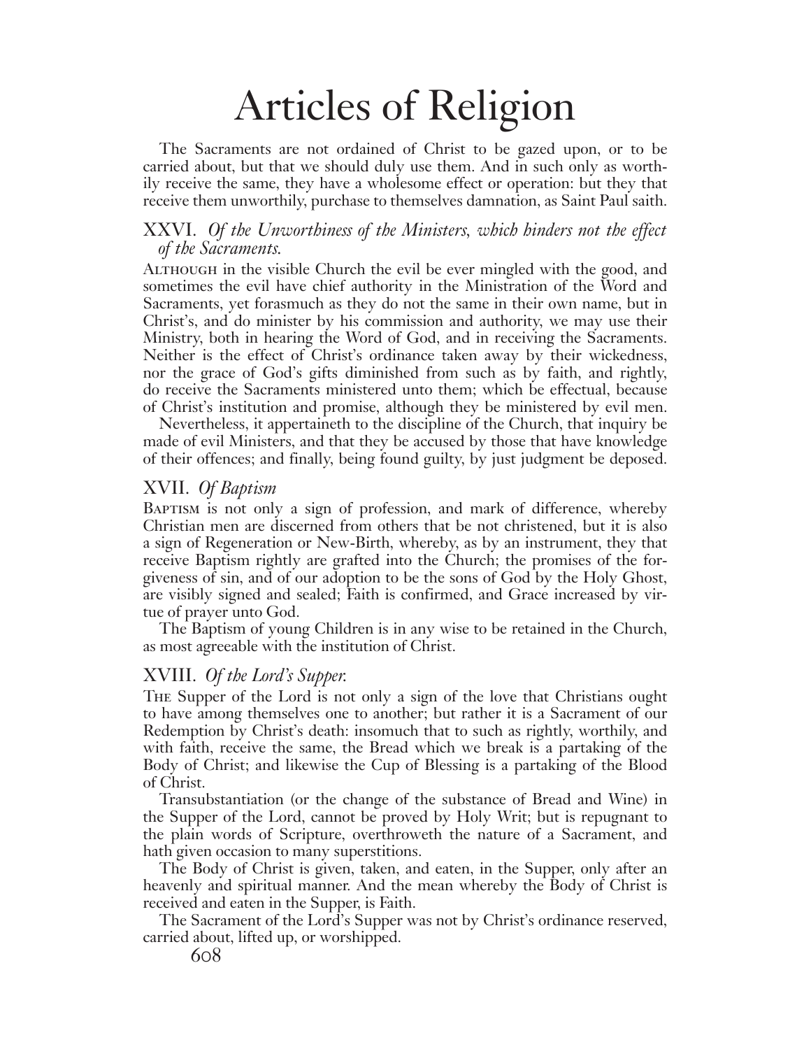# Articles of Religion

The Sacraments are not ordained of Christ to be gazed upon, or to be carried about, but that we should duly use them. And in such only as worthily receive the same, they have a wholesome effect or operation: but they that receive them unworthily, purchase to themselves damnation, as Saint Paul saith.

## XXVI. *Of the Unworthiness of the Ministers, which hinders not the effect of the Sacraments.*

Although in the visible Church the evil be ever mingled with the good, and sometimes the evil have chief authority in the Ministration of the Word and Sacraments, yet forasmuch as they do not the same in their own name, but in Christ's, and do minister by his commission and authority, we may use their Ministry, both in hearing the Word of God, and in receiving the Sacraments. Neither is the effect of Christ's ordinance taken away by their wickedness, nor the grace of God's gifts diminished from such as by faith, and rightly, do receive the Sacraments ministered unto them; which be effectual, because of Christ's institution and promise, although they be ministered by evil men.

Nevertheless, it appertaineth to the discipline of the Church, that inquiry be made of evil Ministers, and that they be accused by those that have knowledge of their offences; and finally, being found guilty, by just judgment be deposed.

## XVII. *Of Baptism*

Baptism is not only a sign of profession, and mark of difference, whereby Christian men are discerned from others that be not christened, but it is also a sign of Regeneration or New-Birth, whereby, as by an instrument, they that receive Baptism rightly are grafted into the Church; the promises of the forgiveness of sin, and of our adoption to be the sons of God by the Holy Ghost, are visibly signed and sealed; Faith is confirmed, and Grace increased by virtue of prayer unto God.

The Baptism of young Children is in any wise to be retained in the Church, as most agreeable with the institution of Christ.

## XVIII. *Of the Lord's Supper.*

The Supper of the Lord is not only a sign of the love that Christians ought to have among themselves one to another; but rather it is a Sacrament of our Redemption by Christ's death: insomuch that to such as rightly, worthily, and with faith, receive the same, the Bread which we break is a partaking of the Body of Christ; and likewise the Cup of Blessing is a partaking of the Blood of Christ.

Transubstantiation (or the change of the substance of Bread and Wine) in the Supper of the Lord, cannot be proved by Holy Writ; but is repugnant to the plain words of Scripture, overthroweth the nature of a Sacrament, and hath given occasion to many superstitions.

The Body of Christ is given, taken, and eaten, in the Supper, only after an heavenly and spiritual manner. And the mean whereby the Body of Christ is received and eaten in the Supper, is Faith.

The Sacrament of the Lord's Supper was not by Christ's ordinance reserved, carried about, lifted up, or worshipped.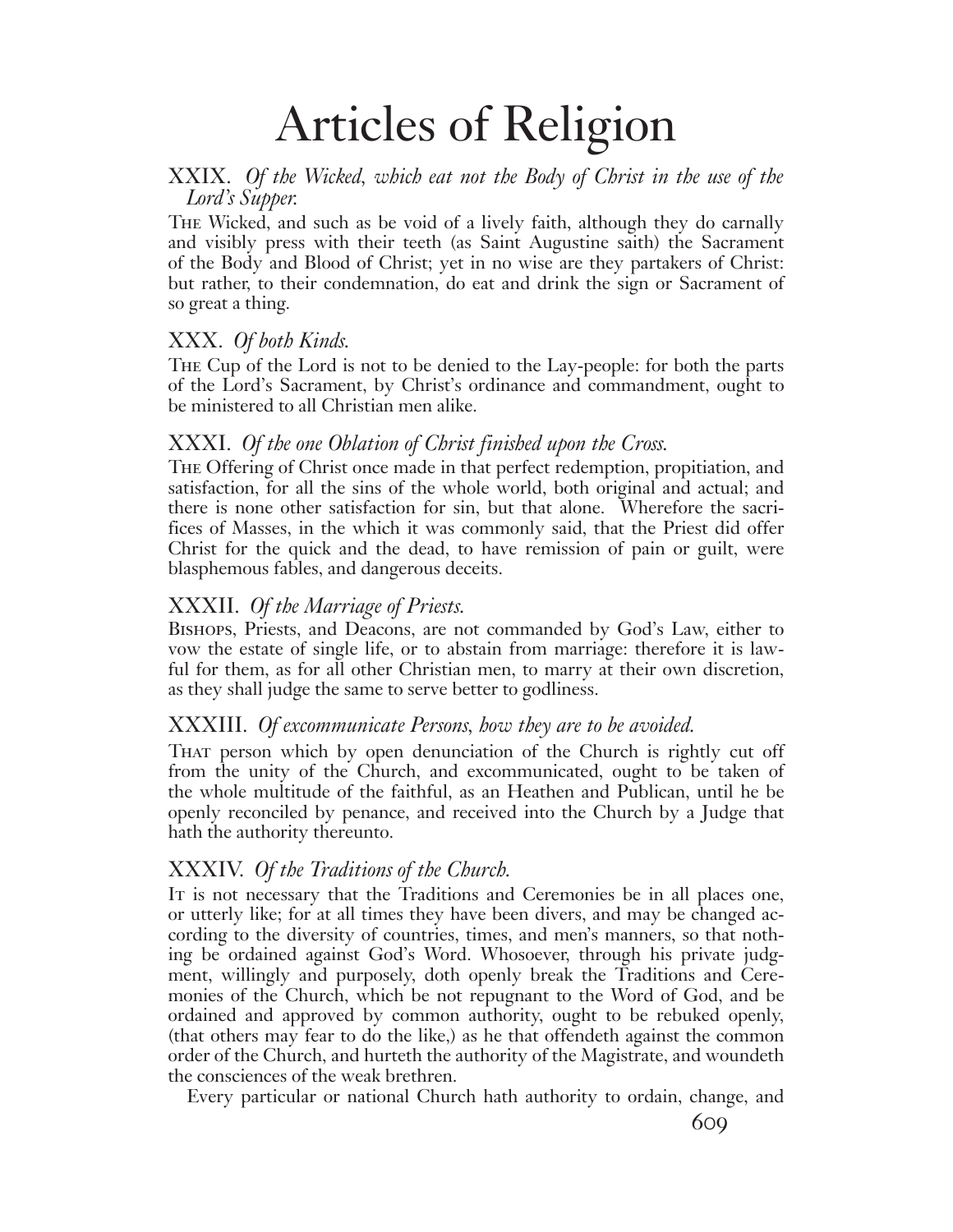# Articles of Religion

## XXIX. *Of the Wicked, which eat not the Body of Christ in the use of the Lord's Supper.*

The Wicked, and such as be void of a lively faith, although they do carnally and visibly press with their teeth (as Saint Augustine saith) the Sacrament of the Body and Blood of Christ; yet in no wise are they partakers of Christ: but rather, to their condemnation, do eat and drink the sign or Sacrament of so great a thing.

## XXX. *Of both Kinds.*

The Cup of the Lord is not to be denied to the Lay-people: for both the parts of the Lord's Sacrament, by Christ's ordinance and commandment, ought to be ministered to all Christian men alike.

## XXXI. *Of the one Oblation of Christ finished upon the Cross.*

The Offering of Christ once made in that perfect redemption, propitiation, and satisfaction, for all the sins of the whole world, both original and actual; and there is none other satisfaction for sin, but that alone. Wherefore the sacrifices of Masses, in the which it was commonly said, that the Priest did offer Christ for the quick and the dead, to have remission of pain or guilt, were blasphemous fables, and dangerous deceits.

## XXXII. *Of the Marriage of Priests.*

Bishops, Priests, and Deacons, are not commanded by God's Law, either to vow the estate of single life, or to abstain from marriage: therefore it is lawful for them, as for all other Christian men, to marry at their own discretion, as they shall judge the same to serve better to godliness.

## XXXIII. *Of excommunicate Persons, how they are to be avoided.*

That person which by open denunciation of the Church is rightly cut off from the unity of the Church, and excommunicated, ought to be taken of the whole multitude of the faithful, as an Heathen and Publican, until he be openly reconciled by penance, and received into the Church by a Judge that hath the authority thereunto.

## XXXIV. *Of the Traditions of the Church.*

It is not necessary that the Traditions and Ceremonies be in all places one, or utterly like; for at all times they have been divers, and may be changed according to the diversity of countries, times, and men's manners, so that nothing be ordained against God's Word. Whosoever, through his private judgment, willingly and purposely, doth openly break the Traditions and Ceremonies of the Church, which be not repugnant to the Word of God, and be ordained and approved by common authority, ought to be rebuked openly, (that others may fear to do the like,) as he that offendeth against the common order of the Church, and hurteth the authority of the Magistrate, and woundeth the consciences of the weak brethren.

Every particular or national Church hath authority to ordain, change, and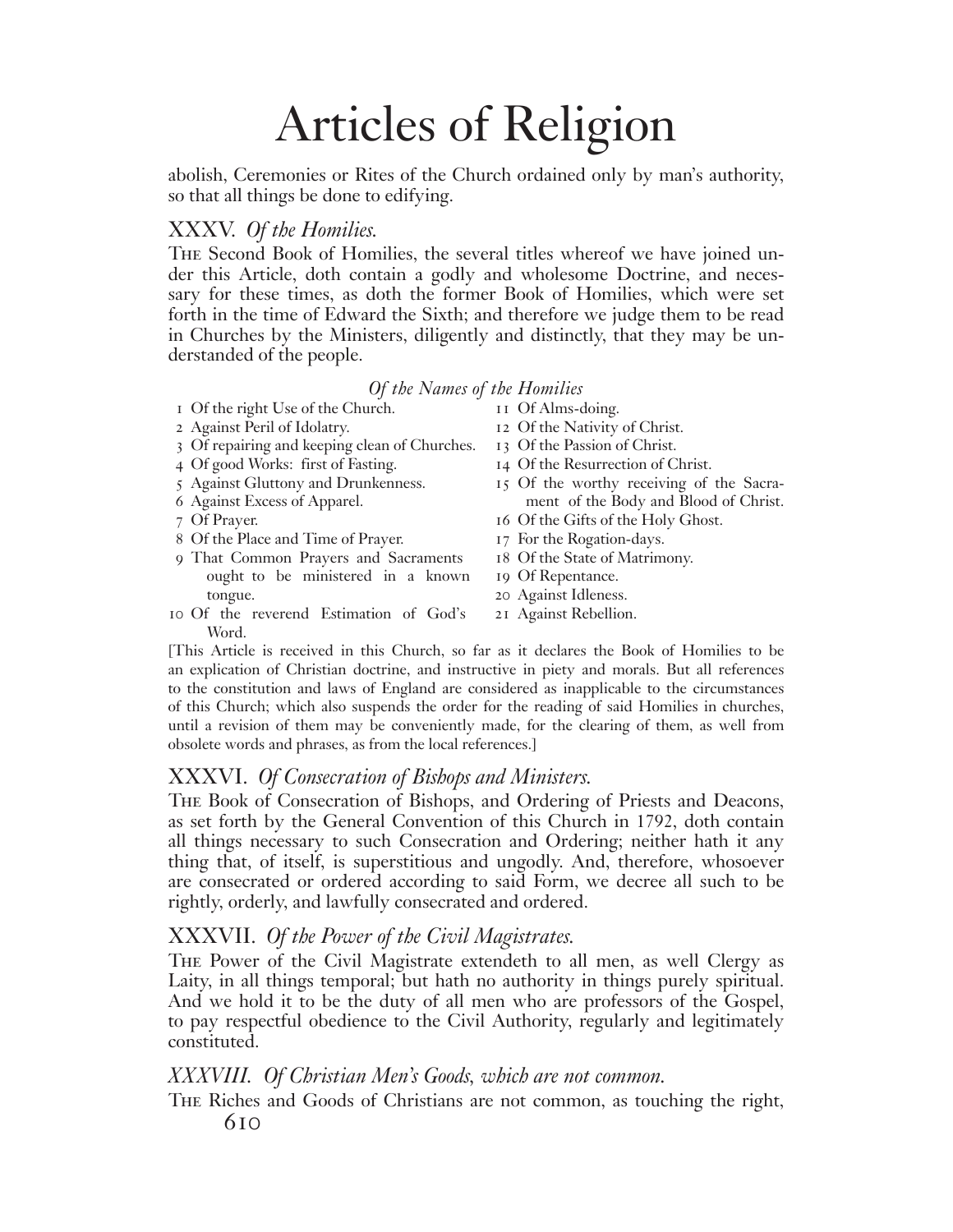abolish, Ceremonies or Rites of the Church ordained only by man's authority, so that all things be done to edifying.

## XXXV. *Of the Homilies.*

The Second Book of Homilies, the several titles whereof we have joined under this Article, doth contain a godly and wholesome Doctrine, and necessary for these times, as doth the former Book of Homilies, which were set forth in the time of Edward the Sixth; and therefore we judge them to be read in Churches by the Ministers, diligently and distinctly, that they may be understanded of the people.

*Of the Names of the Homilies*

1. Of the right Use of the Church.
2. Against Peril of Idolatry.
3. Of repairing and keeping clean of Churches.
4. Of good Works: first of Fasting.
5. Against Gluttony and Drunkenness.
6. Against Excess of Apparel.
7. Of Prayer.
8. Of the Place and Time of Prayer.
9. That Common Prayers and Sacraments ought to be ministered in a known tongue.
10. Of the reverend Estimation of God's Word.
11. Of Alms-doing.
12. Of the Nativity of Christ.
13. Of the Passion of Christ.
14. Of the Resurrection of Christ.
15. Of the worthy receiving of the Sacrament of the Body and Blood of Christ.
16. Of the Gifts of the Holy Ghost.
17. For the Rogation-days.
18. Of the State of Matrimony.
19. Of Repentance.
20. Against Idleness.
21. Against Rebellion.

[This Article is received in this Church, so far as it declares the Book of Homilies to be an explication of Christian doctrine, and instructive in piety and morals. But all references to the constitution and laws of England are considered as inapplicable to the circumstances of this Church; which also suspends the order for the reading of said Homilies in churches, until a revision of them may be conveniently made, for the clearing of them, as well from obsolete words and phrases, as from the local references.]

## XXXVI. *Of Consecration of Bishops and Ministers.*

The Book of Consecration of Bishops, and Ordering of Priests and Deacons, as set forth by the General Convention of this Church in 1792, doth contain all things necessary to such Consecration and Ordering; neither hath it any thing that, of itself, is superstitious and ungodly. And, therefore, whosoever are consecrated or ordered according to said Form, we decree all such to be rightly, orderly, and lawfully consecrated and ordered.

## XXXVII. *Of the Power of the Civil Magistrates.*

The Power of the Civil Magistrate extendeth to all men, as well Clergy as Laity, in all things temporal; but hath no authority in things purely spiritual. And we hold it to be the duty of all men who are professors of the Gospel, to pay respectful obedience to the Civil Authority, regularly and legitimately constituted.

## *XXXVIII. Of Christian Men's Goods, which are not common.*

The Riches and Goods of Christians are not common, as touching the right,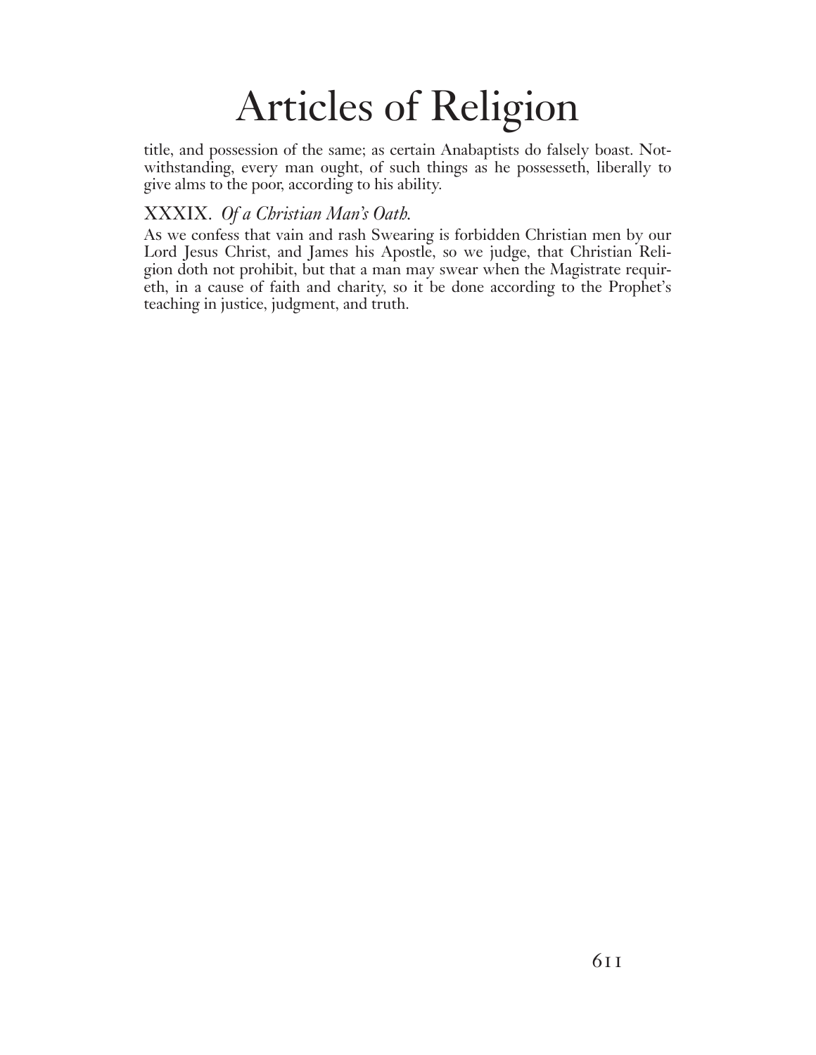title, and possession of the same; as certain Anabaptists do falsely boast. Notwithstanding, every man ought, of such things as he possesseth, liberally to give alms to the poor, according to his ability.

## XXXIX. *Of a Christian Man's Oath.*

As we confess that vain and rash Swearing is forbidden Christian men by our Lord Jesus Christ, and James his Apostle, so we judge, that Christian Religion doth not prohibit, but that a man may swear when the Magistrate requireth, in a cause of faith and charity, so it be done according to the Prophet's teaching in justice, judgment, and truth.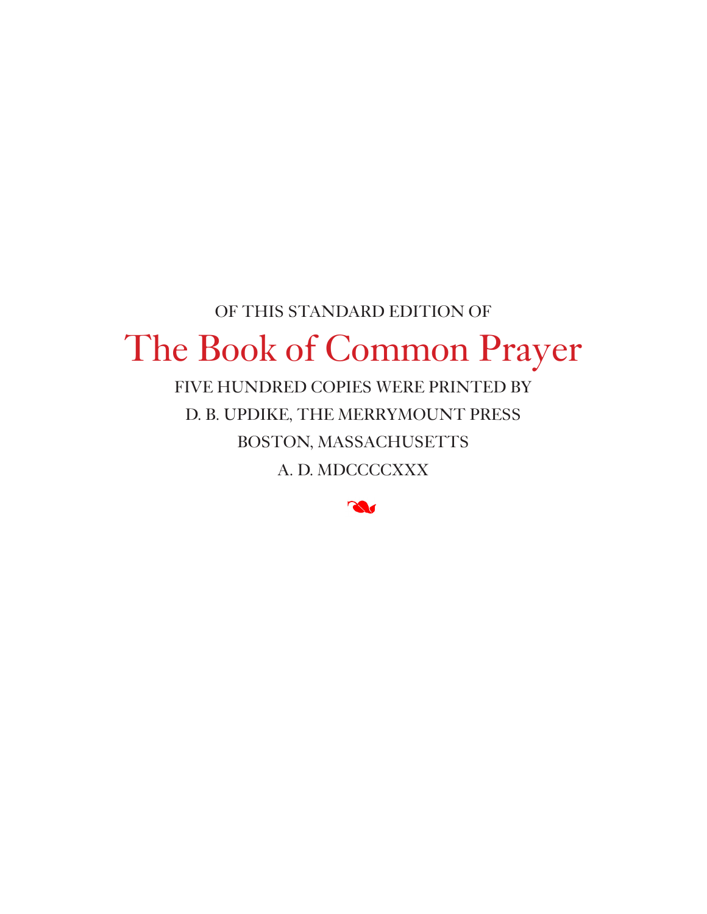OF THIS STANDARD EDITION OF

# The Book of Common Prayer

FIVE HUNDRED COPIES WERE PRINTED BY

D. B. UPDIKE, THE MERRYMOUNT PRESS

BOSTON, MASSACHUSETTS

A. D. MDCCCCXXX

❧